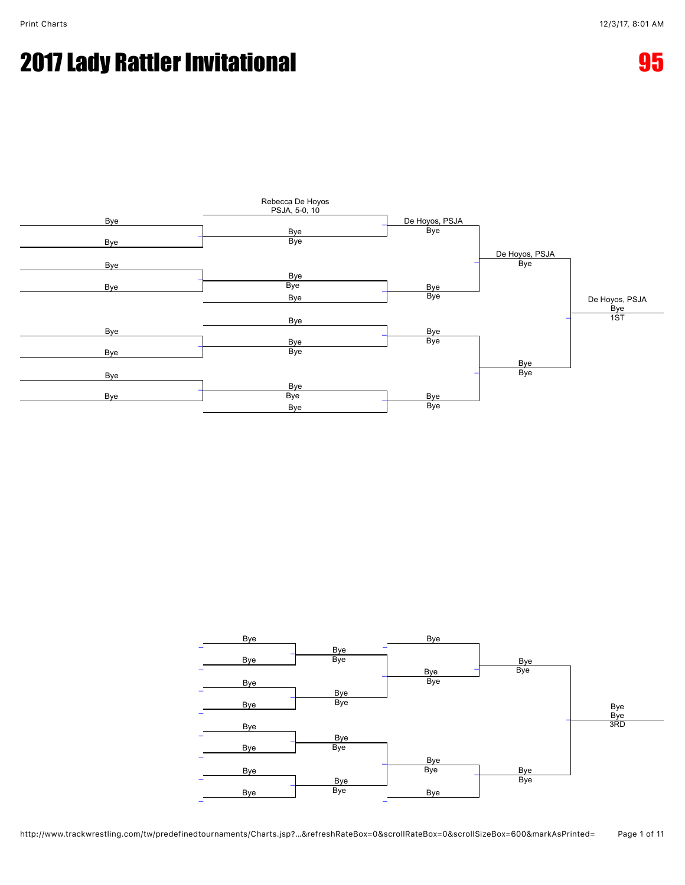# 2017 Lady Rattler Invitational

**95**

## Championship Bracket

**First Round**

- Bye vs. Bye
- Bye vs. Bye
- Bye vs. Bye
- Bye vs. Bye

**Second Round**

- Rebecca De Hoyos, PSJA, 5-0, 10 vs. Bye — Winner: De Hoyos, PSJA (Bye)
- Bye vs. Bye — Winner: Bye (Bye)
- Bye vs. Bye — Winner: Bye (Bye)
- Bye vs. Bye — Winner: Bye (Bye)

**Quarterfinals**

- De Hoyos, PSJA vs. Bye — Winner: De Hoyos, PSJA (Bye)
- Bye vs. Bye — Winner: Bye (Bye)

**Final**

- De Hoyos, PSJA vs. Bye — Winner: De Hoyos, PSJA (Bye) — 1ST

## Consolation Bracket

- Bye vs. Bye — Winner: Bye (Bye)
- Bye vs. Bye — Winner: Bye (Bye)
- Bye vs. Bye — Winner: Bye (Bye)
- Bye vs. Bye — Winner: Bye (Bye)
- Bye vs. Bye — Winner: Bye (Bye)
- Bye vs. Bye — Winner: Bye (Bye)
- Bye vs. Bye — Winner: Bye (Bye)
- Bye vs. Bye — Winner: Bye (Bye)
- Bye vs. Bye — Winner: Bye (Bye) — 3RD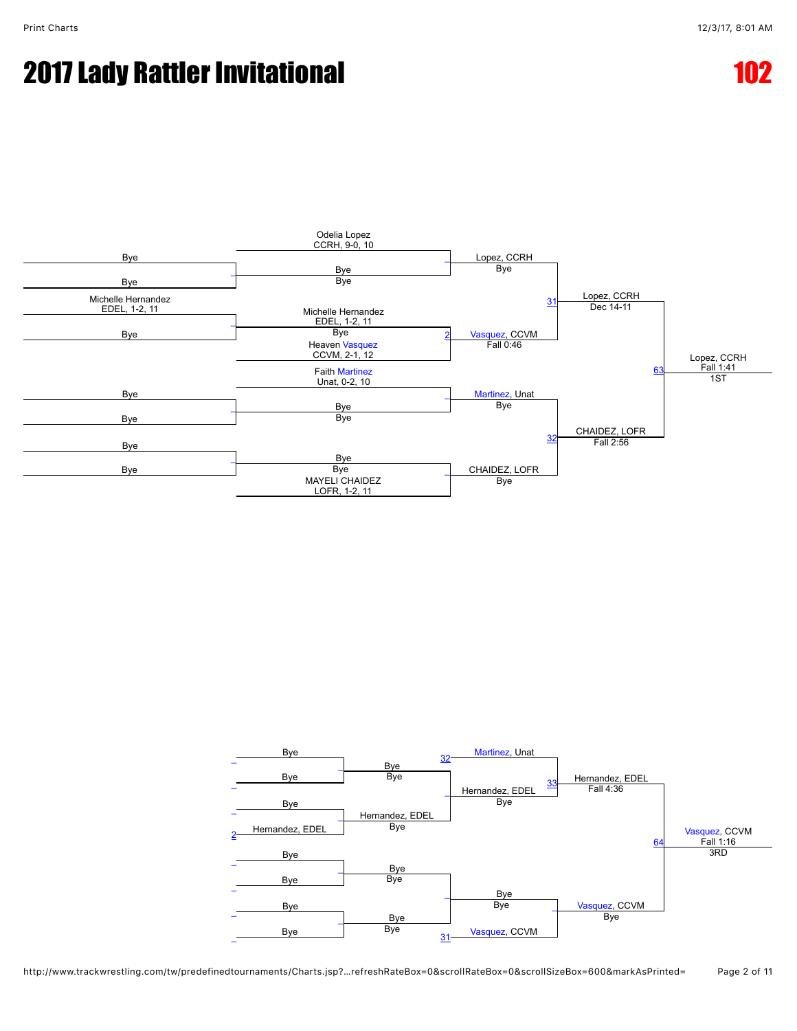# 2017 Lady Rattler Invitational

# 102

## Championship Bracket

**First Round**

- Bye vs. Bye
- Michelle Hernandez, EDEL, 1-2, 11 vs. Bye
- Bye vs. Bye
- Bye vs. Bye

**Second Round**

- Odelia Lopez, CCRH, 9-0, 10 vs. Bye (Bye) — Lopez, CCRH (Bye)
- Michelle Hernandez, EDEL, 1-2, 11 (Bye) vs. Heaven Vasquez, CCVM, 2-1, 12 — Match 2: Vasquez, CCVM (Fall 0:46)
- Faith Martinez, Unat, 0-2, 10 vs. Bye (Bye) — Martinez, Unat (Bye)
- Bye (Bye) vs. MAYELI CHAIDEZ, LOFR, 1-2, 11 — CHAIDEZ, LOFR (Bye)

**Semifinals**

- Match 31: Lopez, CCRH vs. Vasquez, CCVM — Lopez, CCRH (Dec 14-11)
- Match 32: Martinez, Unat vs. CHAIDEZ, LOFR — CHAIDEZ, LOFR (Fall 2:56)

**Final**

- Match 63: Lopez, CCRH vs. CHAIDEZ, LOFR — Lopez, CCRH (Fall 1:41) — 1ST

## Consolation Bracket

- Bye vs. Bye — Bye (Bye)
- Bye vs. Hernandez, EDEL (loser of Match 2) — Hernandez, EDEL (Bye)
- Bye vs. Bye — Bye (Bye)
- Bye vs. Bye — Bye (Bye)

- Martinez, Unat (loser of Match 32) vs. Hernandez, EDEL (Bye) — Match 33: Hernandez, EDEL (Fall 4:36)
- Bye (Bye) vs. Vasquez, CCVM (loser of Match 31) — Vasquez, CCVM (Bye)

- Match 64: Hernandez, EDEL vs. Vasquez, CCVM — Vasquez, CCVM (Fall 1:16) — 3RD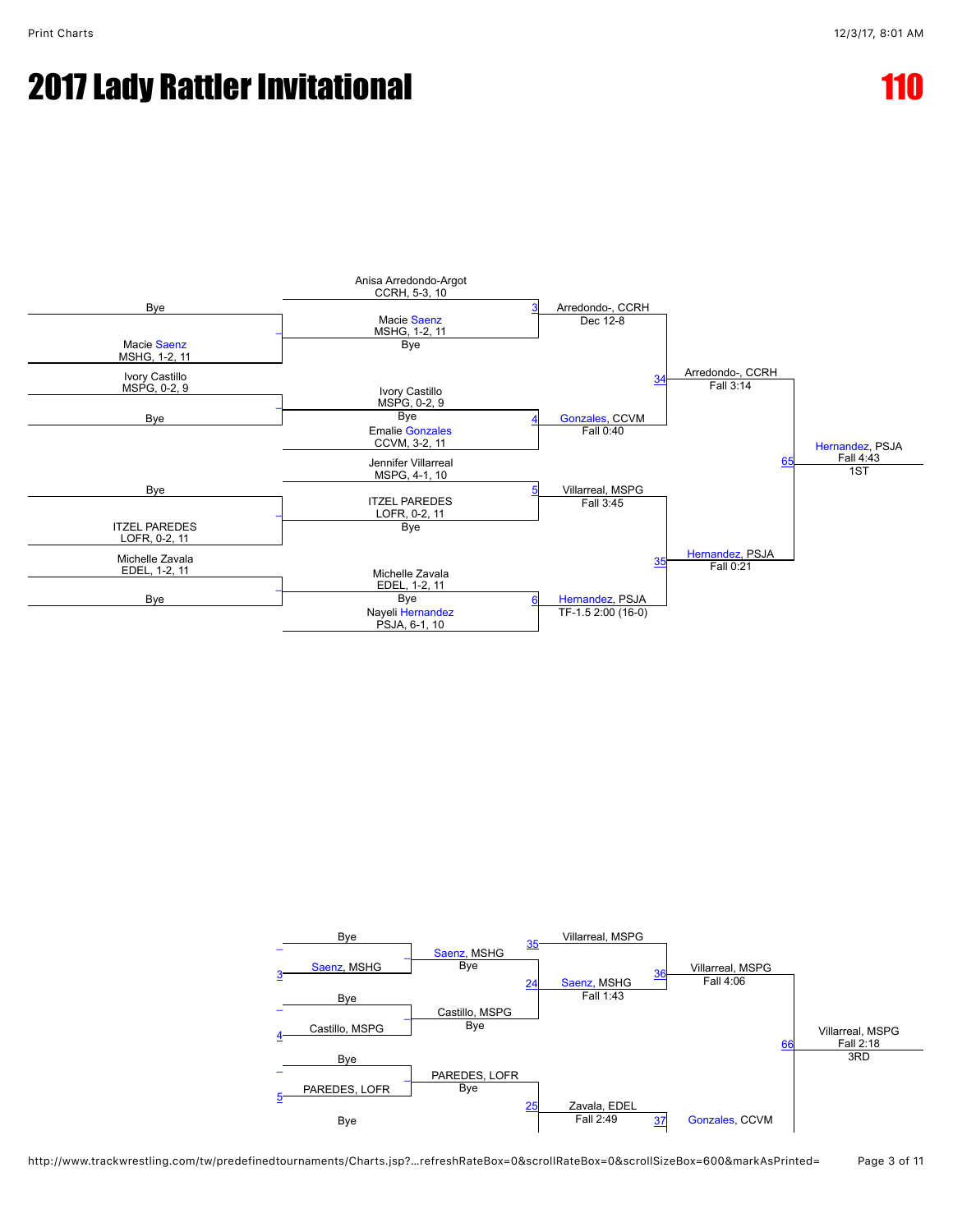# 2017 Lady Rattler Invitational

## 110

### Championship Bracket

**First Round**

- Bye vs. Macie Saenz, MSHG, 1-2, 11
- Ivory Castillo, MSPG, 0-2, 9 vs. Bye
- Bye vs. ITZEL PAREDES, LOFR, 0-2, 11
- Michelle Zavala, EDEL, 1-2, 11 vs. Bye

**Quarterfinals**

- Match 3: Anisa Arredondo-Argot, CCRH, 5-3, 10 vs. Macie Saenz, MSHG, 1-2, 11 (Bye) — Arredondo-, CCRH, Dec 12-8
- Match 4: Ivory Castillo, MSPG, 0-2, 9 (Bye) vs. Emalie Gonzales, CCVM, 3-2, 11 — Gonzales, CCVM, Fall 0:40
- Match 5: Jennifer Villarreal, MSPG, 4-1, 10 vs. ITZEL PAREDES, LOFR, 0-2, 11 (Bye) — Villarreal, MSPG, Fall 3:45
- Match 6: Michelle Zavala, EDEL, 1-2, 11 (Bye) vs. Nayeli Hernandez, PSJA, 6-1, 10 — Hernandez, PSJA, TF-1.5 2:00 (16-0)

**Semifinals**

- Match 34: Arredondo-, CCRH, Fall 3:14
- Match 35: Hernandez, PSJA, Fall 0:21

**Final**

- Match 65: Hernandez, PSJA, Fall 4:43 — 1ST

### Consolation Bracket

- Bye vs. Saenz, MSHG (3) — Saenz, MSHG (Bye)
- Bye vs. Castillo, MSPG (4) — Castillo, MSPG (Bye)
- Bye vs. PAREDES, LOFR (5) — PAREDES, LOFR (Bye)
- Bye
- Match 24: Saenz, MSHG, Fall 1:43
- Match 25: Zavala, EDEL, Fall 2:49
- Match 36: Villarreal, MSPG (35) vs. Saenz, MSHG — Villarreal, MSPG, Fall 4:06
- Match 37: Gonzales, CCVM
- Match 66: Villarreal, MSPG, Fall 2:18 — 3RD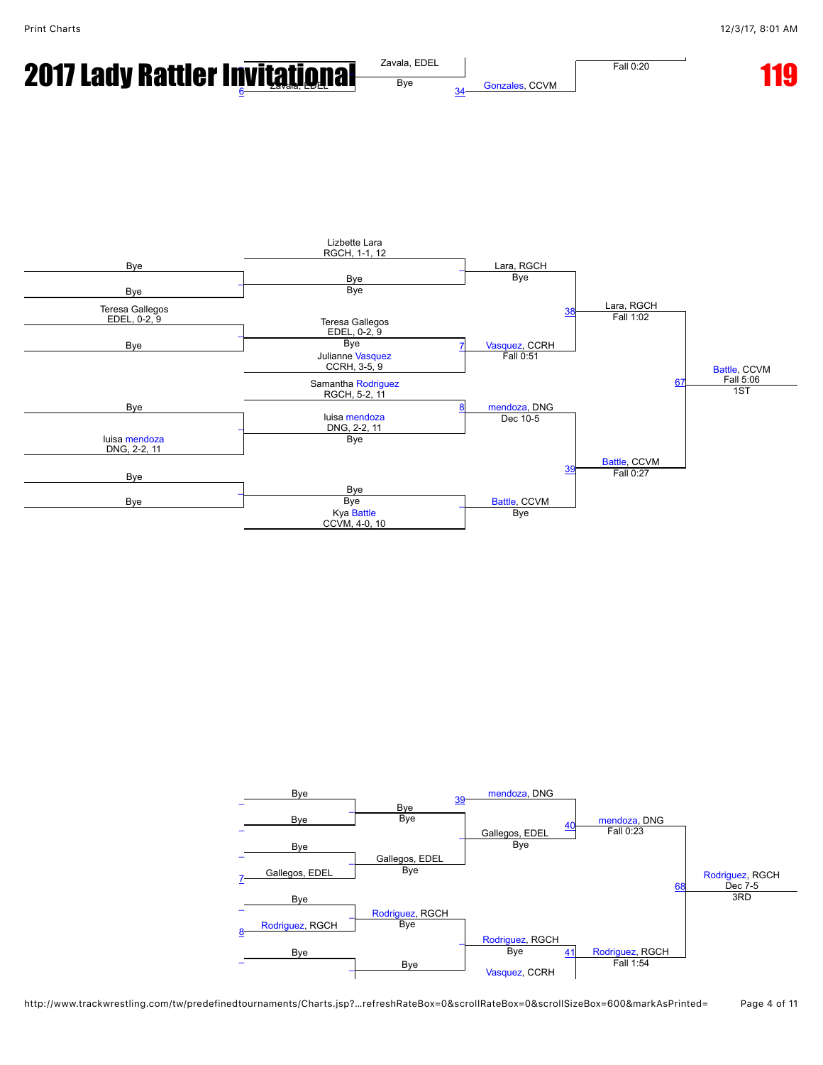# 2017 Lady Rattler Invitational

# 119

Zavala, EDEL
Bye
6 Zavala, EDEL
34 Gonzales, CCVM
Fall 0:20

## Championship Bracket

Bye
Bye
Teresa Gallegos
EDEL, 0-2, 9
Bye
Bye
luisa mendoza
DNG, 2-2, 11
Bye
Bye

Lizbette Lara
RGCH, 1-1, 12
Bye
Bye
Teresa Gallegos
EDEL, 0-2, 9
Bye
Julianne Vasquez
CCRH, 3-5, 9
Samantha Rodriguez
RGCH, 5-2, 11
luisa mendoza
DNG, 2-2, 11
Bye
Bye
Bye
Kya Battle
CCVM, 4-0, 10

Lara, RGCH
Bye
7 Vasquez, CCRH
Fall 0:51
8 mendoza, DNG
Dec 10-5
Battle, CCVM
Bye

38 Lara, RGCH
Fall 1:02
39 Battle, CCVM
Fall 0:27

67 Battle, CCVM
Fall 5:06
1ST

## Consolation Bracket

Bye
Bye
Bye
7 Gallegos, EDEL
Bye
8 Rodriguez, RGCH
Bye

Bye
Bye
Gallegos, EDEL
Bye
Rodriguez, RGCH
Bye
Bye

39 mendoza, DNG
Gallegos, EDEL
Bye
Rodriguez, RGCH
Bye
Vasquez, CCRH

40 mendoza, DNG
Fall 0:23
41 Rodriguez, RGCH
Fall 1:54

68 Rodriguez, RGCH
Dec 7-5
3RD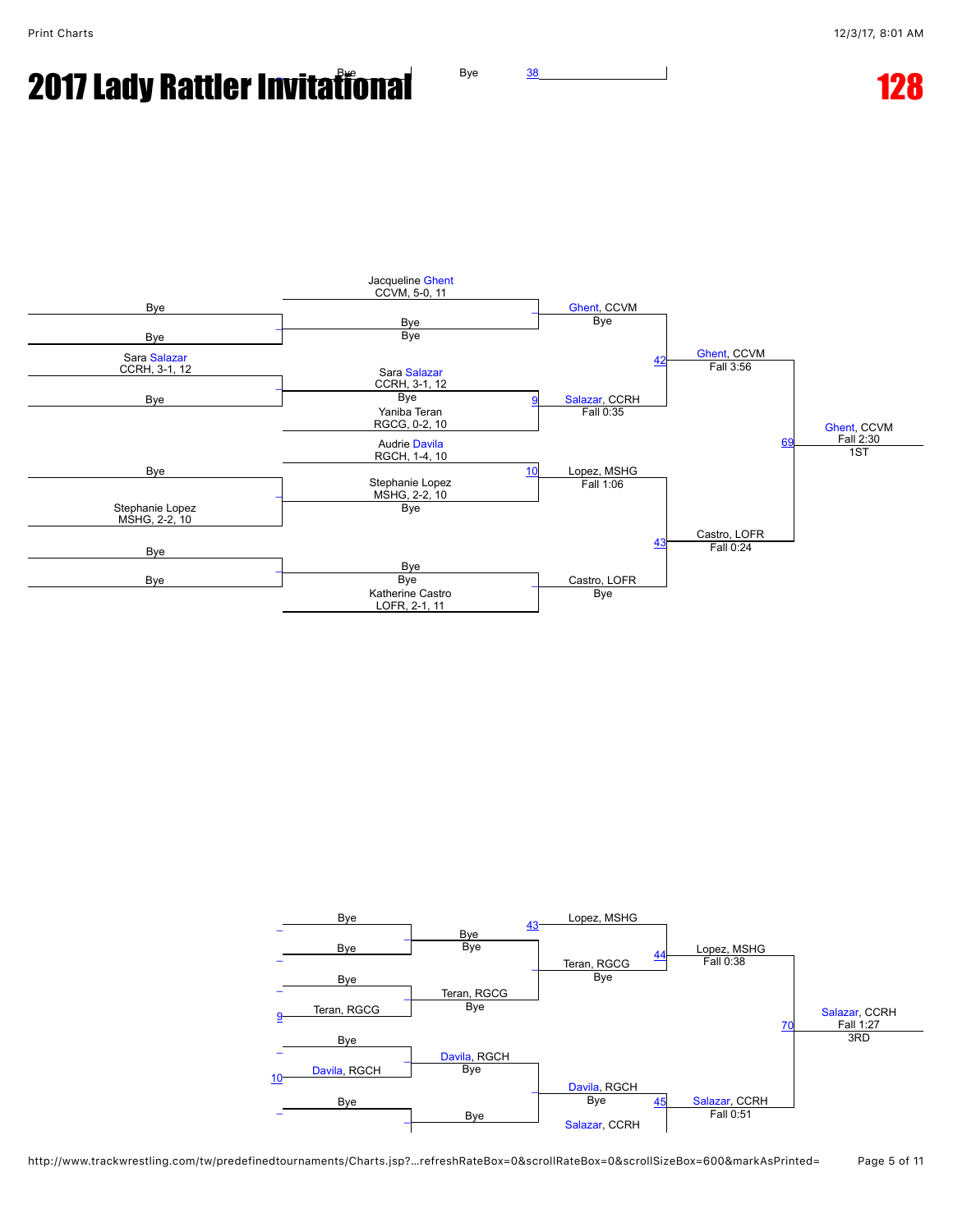# 2017 Lady Rattler Invitational

**128**

Bye — Bye 38

## Championship Bracket

Bye
Bye

Jacqueline Ghent
CCVM, 5-0, 11
Bye
Bye

Sara Salazar
CCRH, 3-1, 12
Bye

Sara Salazar
CCRH, 3-1, 12
Bye
Yaniba Teran
RGCG, 0-2, 10

Ghent, CCVM
Bye

9 Salazar, CCRH
Fall 0:35

42 Ghent, CCVM
Fall 3:56

Audrie Davila
RGCH, 1-4, 10

Bye
Stephanie Lopez
MSHG, 2-2, 10

Stephanie Lopez
MSHG, 2-2, 10
Bye

10 Lopez, MSHG
Fall 1:06

Bye
Bye

Bye
Bye
Katherine Castro
LOFR, 2-1, 11

Castro, LOFR
Bye

43 Castro, LOFR
Fall 0:24

69 Ghent, CCVM
Fall 2:30
1ST

## Consolation Bracket

Bye
Bye

Bye
Bye

Bye
9 Teran, RGCG

Teran, RGCG
Bye

43 Lopez, MSHG

Teran, RGCG
Bye

44 Lopez, MSHG
Fall 0:38

Bye
10 Davila, RGCH

Davila, RGCH
Bye

Bye

Bye

Davila, RGCH
Bye

Salazar, CCRH

45 Salazar, CCRH
Fall 0:51

70 Salazar, CCRH
Fall 1:27
3RD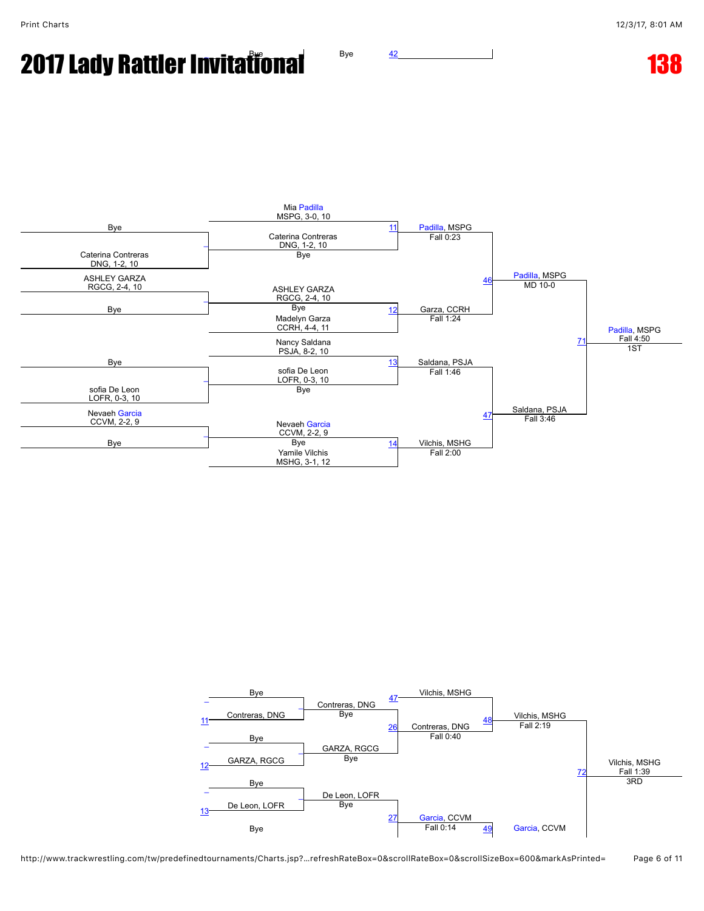# 2017 Lady Rattler Invitational

# 138

Bye — Bye — 42

## Championship Bracket

| Round 1 | Round 2 | Quarterfinals | Semifinals | Finals |
|---|---|---|---|---|
| Bye vs Caterina Contreras DNG, 1-2, 10 | Mia Padilla MSPG, 3-0, 10 vs Caterina Contreras DNG, 1-2, 10 / Bye | 11: Padilla, MSPG Fall 0:23 | 46: Padilla, MSPG MD 10-0 | 71: Padilla, MSPG Fall 4:50 1ST |
| ASHLEY GARZA RGCG, 2-4, 10 vs Bye | ASHLEY GARZA RGCG, 2-4, 10 / Bye vs Madelyn Garza CCRH, 4-4, 11 | 12: Garza, CCRH Fall 1:24 | | |
| Bye vs sofia De Leon LOFR, 0-3, 10 | Nancy Saldana PSJA, 8-2, 10 vs sofia De Leon LOFR, 0-3, 10 / Bye | 13: Saldana, PSJA Fall 1:46 | 47: Saldana, PSJA Fall 3:46 | |
| Nevaeh Garcia CCVM, 2-2, 9 vs Bye | Nevaeh Garcia CCVM, 2-2, 9 / Bye vs Yamile Vilchis MSHG, 3-1, 12 | 14: Vilchis, MSHG Fall 2:00 | | |

## Consolation Bracket

| Round 1 | Round 2 | Round 3 | Semifinals | Finals |
|---|---|---|---|---|
| Bye vs 11: Contreras, DNG | Contreras, DNG / Bye | 47: Vilchis, MSHG vs 26: Contreras, DNG Fall 0:40 | 48: Vilchis, MSHG Fall 2:19 | 72: Vilchis, MSHG Fall 1:39 3RD |
| Bye vs 12: GARZA, RGCG | GARZA, RGCG / Bye | | | |
| Bye vs 13: De Leon, LOFR | De Leon, LOFR / Bye | 27: Garcia, CCVM Fall 0:14 | 49: Garcia, CCVM | |
| Bye | | | | |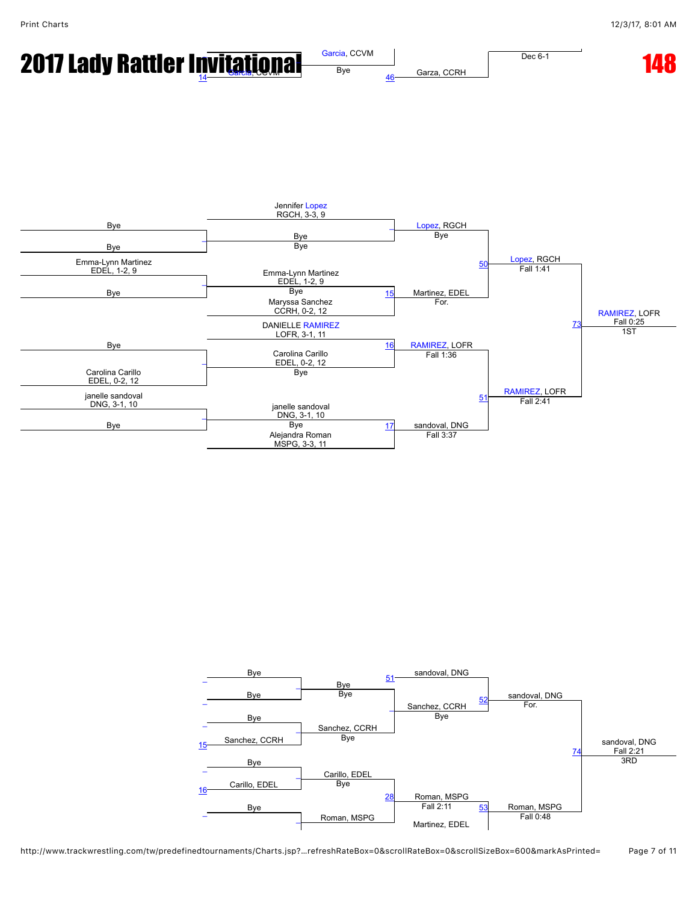# 2017 Lady Rattler Invitational

**148**

Garcia, CCVM
14 Garcia, CCVM
Bye
46 Garza, CCRH
Dec 6-1

Jennifer Lopez
RGCH, 3-3, 9

Bye
Bye
Bye
Bye
Lopez, RGCH
Bye

Emma-Lynn Martinez
EDEL, 1-2, 9
Bye
Emma-Lynn Martinez
EDEL, 1-2, 9
Bye
Maryssa Sanchez
CCRH, 0-2, 12
15 Martinez, EDEL
For.

50 Lopez, RGCH
Fall 1:41

DANIELLE RAMIREZ
LOFR, 3-1, 11
Bye
Carolina Carillo
EDEL, 0-2, 12
Bye
Carolina Carillo
EDEL, 0-2, 12
16 RAMIREZ, LOFR
Fall 1:36

73 RAMIREZ, LOFR
Fall 0:25
1ST

janelle sandoval
DNG, 3-1, 10
Bye
janelle sandoval
DNG, 3-1, 10
Bye
Alejandra Roman
MSPG, 3-3, 11
17 sandoval, DNG
Fall 3:37

51 RAMIREZ, LOFR
Fall 2:41

Bye
Bye
Bye
Bye
51 sandoval, DNG

Bye
15 Sanchez, CCRH
Sanchez, CCRH
Bye
Sanchez, CCRH
Bye

52 sandoval, DNG
For.

Bye
16 Carillo, EDEL
Carillo, EDEL
Bye
Bye
Roman, MSPG
28 Roman, MSPG
Fall 2:11
Martinez, EDEL

53 Roman, MSPG
Fall 0:48

74 sandoval, DNG
Fall 2:21
3RD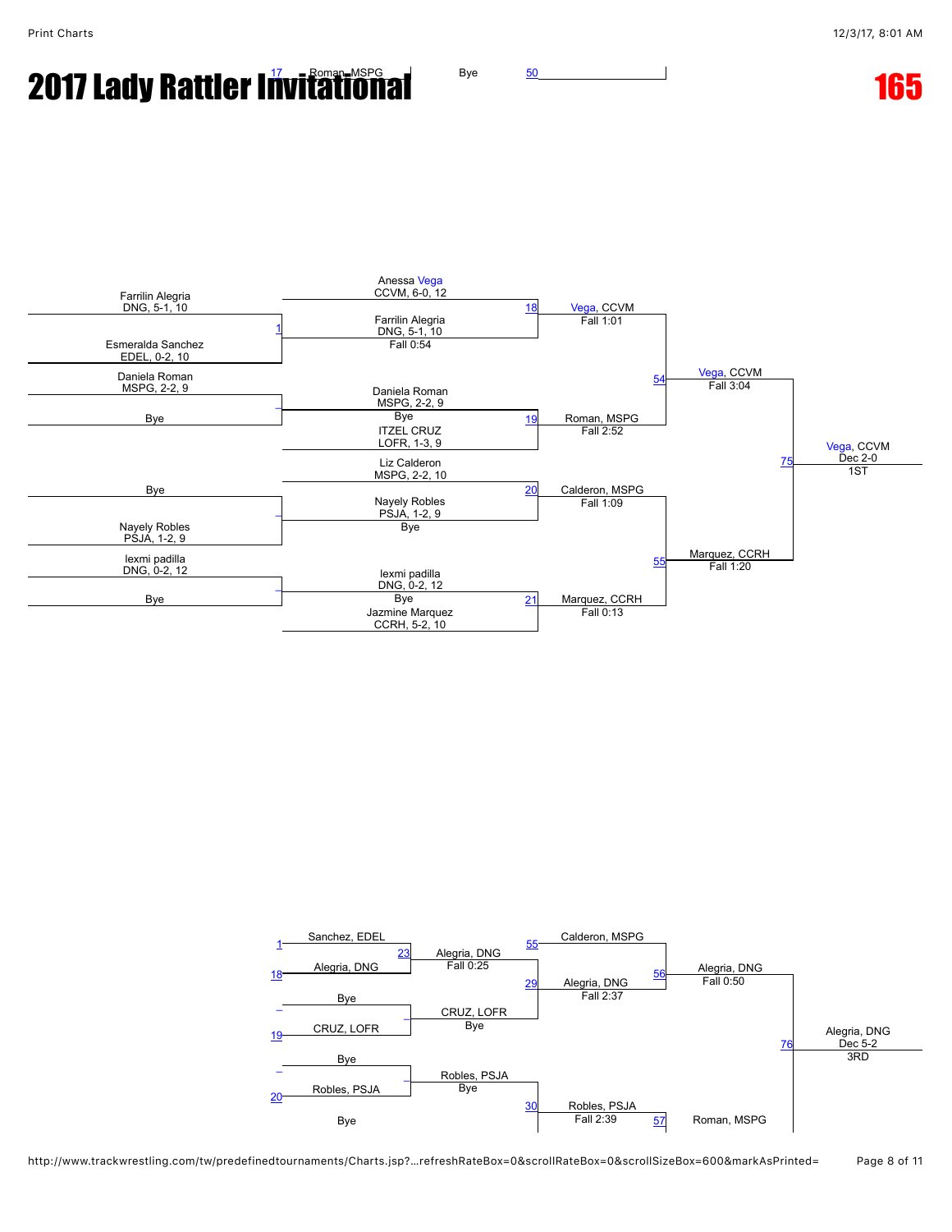# 2017 Lady Rattler Invitational

# 165

17 Roman, MSPG — Bye — 50

## Championship Bracket

Farrilin Alegria
DNG, 5-1, 10

Esmeralda Sanchez
EDEL, 0-2, 10

1 — Farrilin Alegria, DNG, 5-1, 10 — Fall 0:54

Daniela Roman
MSPG, 2-2, 9

Bye

_ — Daniela Roman, MSPG, 2-2, 9 — Bye

Bye

Nayely Robles
PSJA, 1-2, 9

_ — Nayely Robles, PSJA, 1-2, 9 — Bye

lexmi padilla
DNG, 0-2, 12

Bye

_ — lexmi padilla, DNG, 0-2, 12 — Bye

Anessa Vega, CCVM, 6-0, 12 vs Farrilin Alegria, DNG, 5-1, 10 — 18 — Vega, CCVM — Fall 1:01

Daniela Roman, MSPG, 2-2, 9 vs ITZEL CRUZ, LOFR, 1-3, 9 — 19 — Roman, MSPG — Fall 2:52

Liz Calderon, MSPG, 2-2, 10 vs Nayely Robles, PSJA, 1-2, 9 — 20 — Calderon, MSPG — Fall 1:09

lexmi padilla, DNG, 0-2, 12 vs Jazmine Marquez, CCRH, 5-2, 10 — 21 — Marquez, CCRH — Fall 0:13

54 — Vega, CCVM — Fall 3:04

55 — Marquez, CCRH — Fall 1:20

75 — Vega, CCVM — Dec 2-0 — 1ST

## Consolation Bracket

1 Sanchez, EDEL vs 18 Alegria, DNG — 23 — Alegria, DNG — Fall 0:25

_ Bye vs 19 CRUZ, LOFR — _ — CRUZ, LOFR — Bye

_ Bye vs 20 Robles, PSJA — _ — Robles, PSJA — Bye

Bye

55 Calderon, MSPG vs Alegria, DNG — 29 — Alegria, DNG — Fall 2:37

CRUZ, LOFR — Bye

Robles, PSJA — Bye — 30 — Robles, PSJA — Fall 2:39

56 — Alegria, DNG — Fall 0:50

57 — Roman, MSPG

76 — Alegria, DNG — Dec 5-2 — 3RD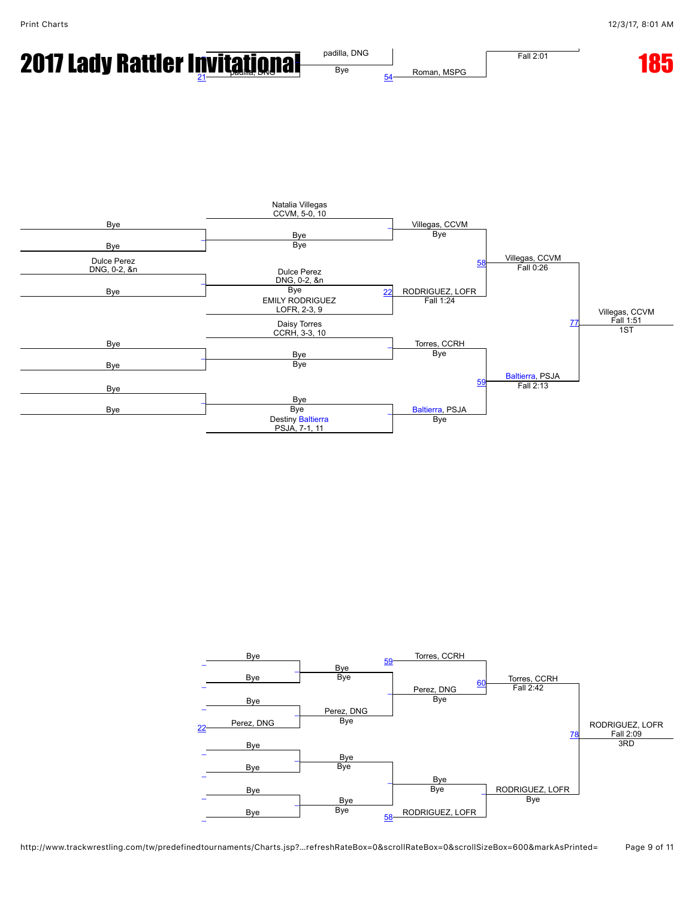# 2017 Lady Rattler Invitational

## 185

padilla, DNG

Bye

21 padilla, DNG

54 Roman, MSPG

Fall 2:01

---

Natalia Villegas
CCVM, 5-0, 10

Bye

Bye

Bye

Bye

Villegas, CCVM
Bye

Dulce Perez
DNG, 0-2, &n

Dulce Perez
DNG, 0-2, &n

Bye

Bye

EMILY RODRIGUEZ
LOFR, 2-3, 9

22 RODRIGUEZ, LOFR
Fall 1:24

58 Villegas, CCVM
Fall 0:26

77 Villegas, CCVM
Fall 1:51
1ST

Daisy Torres
CCRH, 3-3, 10

Bye

Bye

Bye

Bye

Torres, CCRH
Bye

59 Baltierra, PSJA
Fall 2:13

Bye

Bye

Bye

Bye

Destiny Baltierra
PSJA, 7-1, 11

Baltierra, PSJA
Bye

---

Bye

Bye

Bye
Bye

59 Torres, CCRH

Bye

22 Perez, DNG

Perez, DNG
Bye

Perez, DNG
Bye

60 Torres, CCRH
Fall 2:42

78 RODRIGUEZ, LOFR
Fall 2:09
3RD

Bye

Bye

Bye
Bye

Bye

Bye

Bye
Bye

Bye
Bye

58 RODRIGUEZ, LOFR

RODRIGUEZ, LOFR
Bye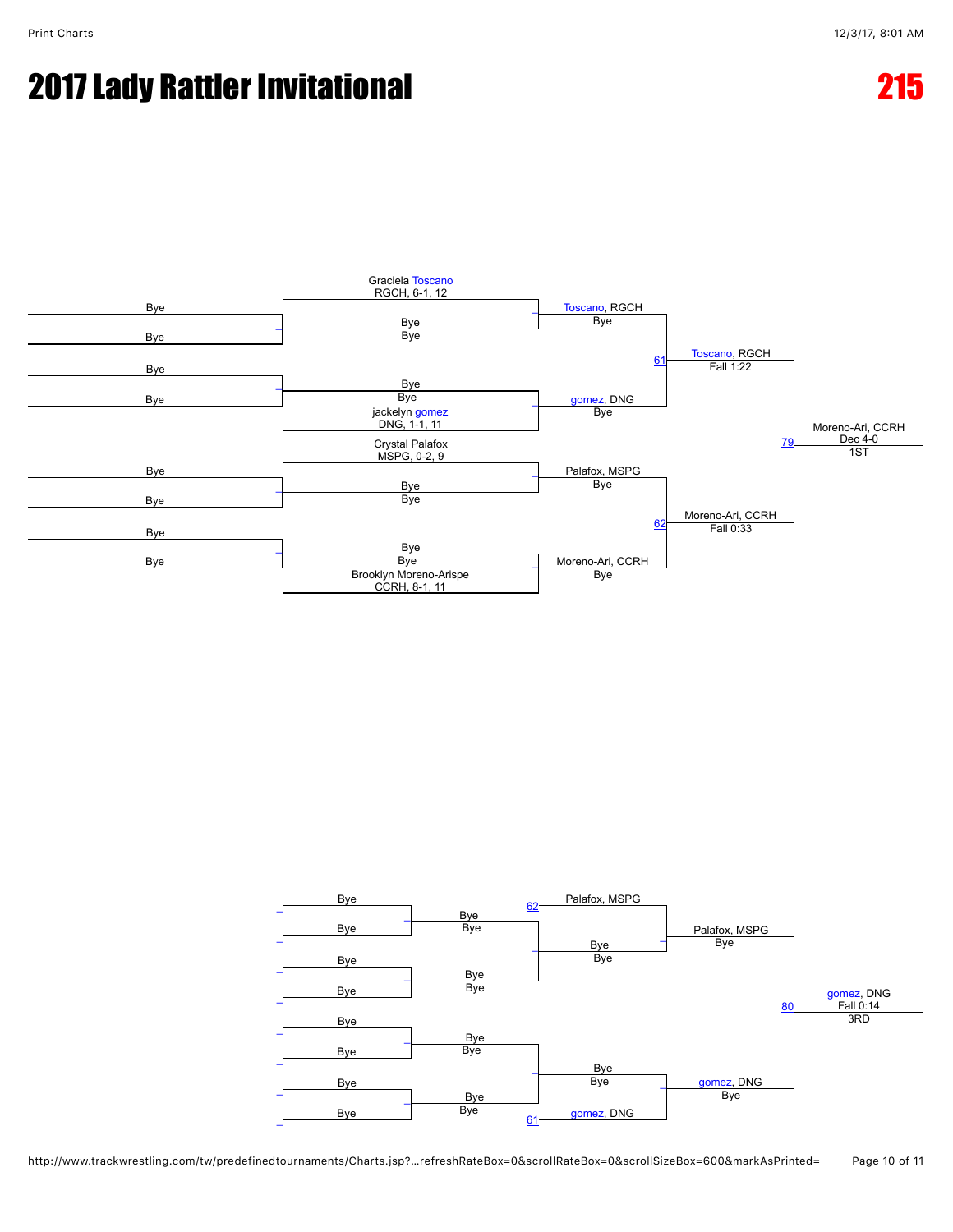# 2017 Lady Rattler Invitational

# 215

Graciela Toscano
RGCH, 6-1, 12

Bye

Bye

Bye
Bye

Toscano, RGCH
Bye

Bye

Bye

Bye
Bye

jackelyn gomez
DNG, 1-1, 11

gomez, DNG
Bye

61

Toscano, RGCH
Fall 1:22

Crystal Palafox
MSPG, 0-2, 9

Bye

Bye

Bye
Bye

Palafox, MSPG
Bye

Bye

Bye

Bye
Bye

Brooklyn Moreno-Arispe
CCRH, 8-1, 11

Moreno-Ari, CCRH
Bye

62

Moreno-Ari, CCRH
Fall 0:33

79

Moreno-Ari, CCRH
Dec 4-0
1ST

Bye
Bye

Bye
Bye

62
Palafox, MSPG

Bye
Bye

Bye
Bye

Bye
Bye

Palafox, MSPG
Bye

Bye
Bye

Bye
Bye

Bye
Bye

Bye
Bye

Bye
Bye

Bye
Bye

61
gomez, DNG

gomez, DNG
Bye

80

gomez, DNG
Fall 0:14
3RD